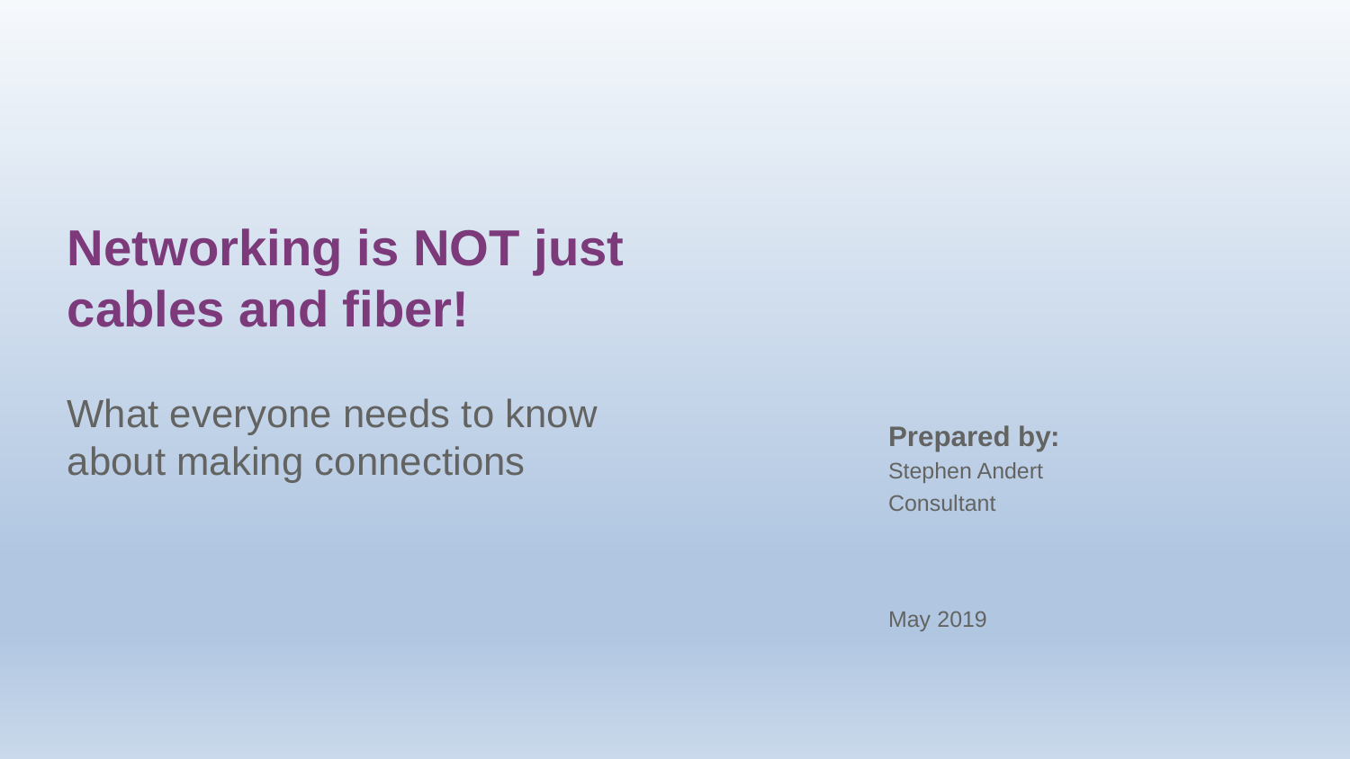# Networking is NOT just cables and fiber!

What everyone needs to know about making connections

**Prepared by:**
Stephen Andert
Consultant

May 2019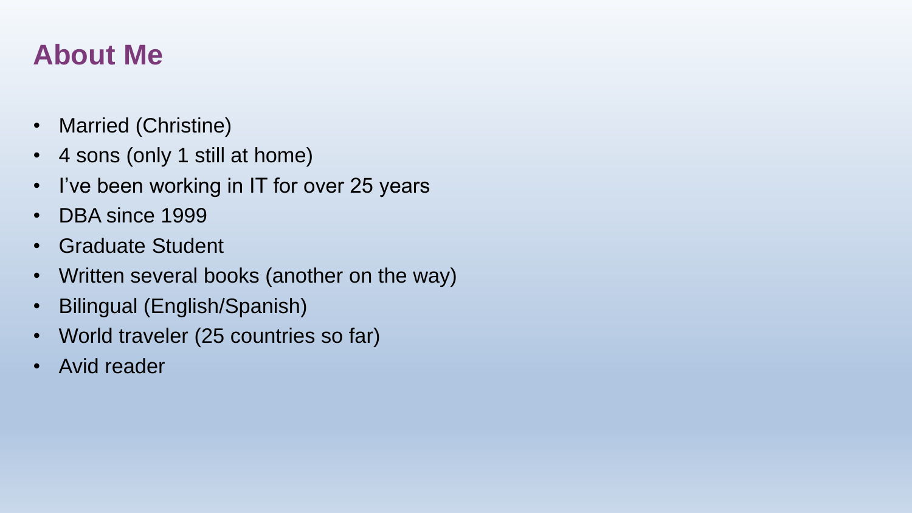## About Me

- Married (Christine)
- 4 sons (only 1 still at home)
- I’ve been working in IT for over 25 years
- DBA since 1999
- Graduate Student
- Written several books (another on the way)
- Bilingual (English/Spanish)
- World traveler (25 countries so far)
- Avid reader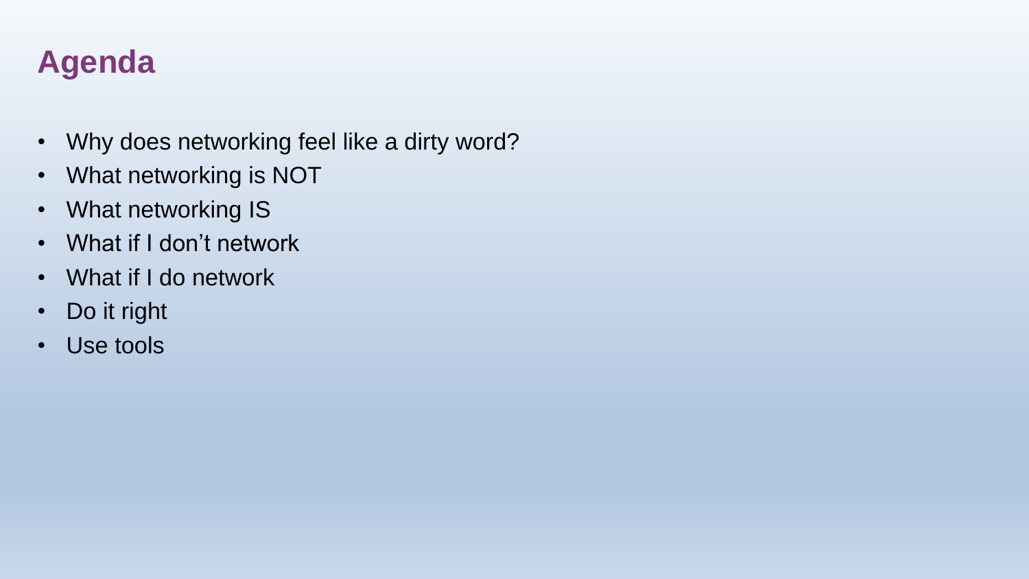# Agenda

- Why does networking feel like a dirty word?
- What networking is NOT
- What networking IS
- What if I don't network
- What if I do network
- Do it right
- Use tools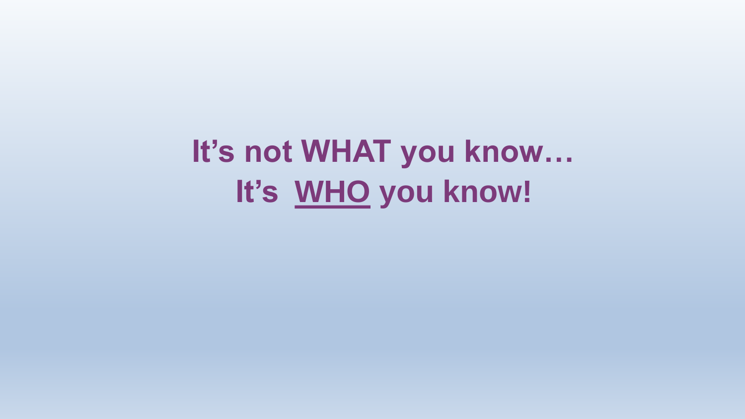**It's not WHAT you know…**
**It's <u>WHO</u> you know!**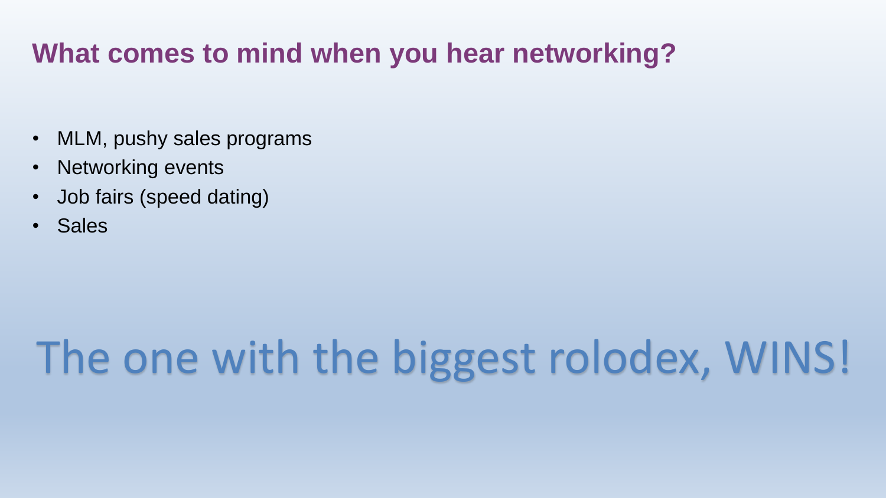## What comes to mind when you hear networking?

- MLM, pushy sales programs
- Networking events
- Job fairs (speed dating)
- Sales

# The one with the biggest rolodex, WINS!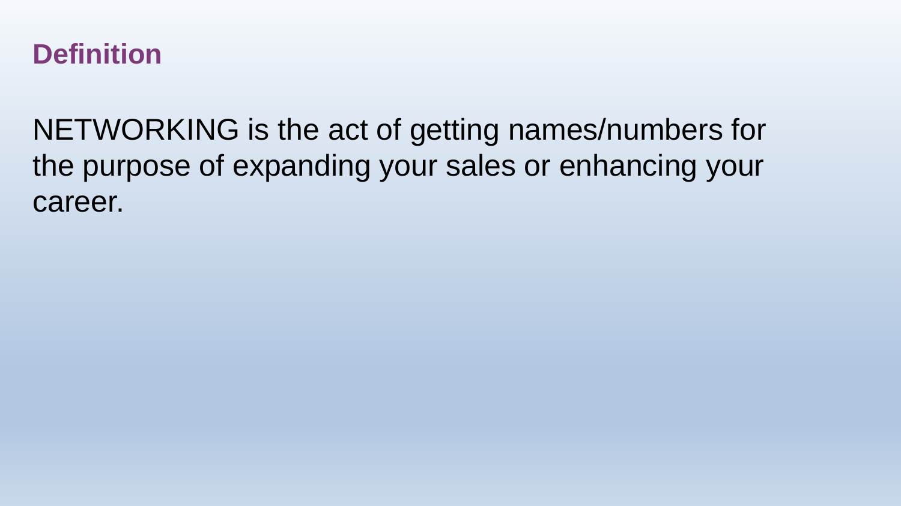## Definition

NETWORKING is the act of getting names/numbers for the purpose of expanding your sales or enhancing your career.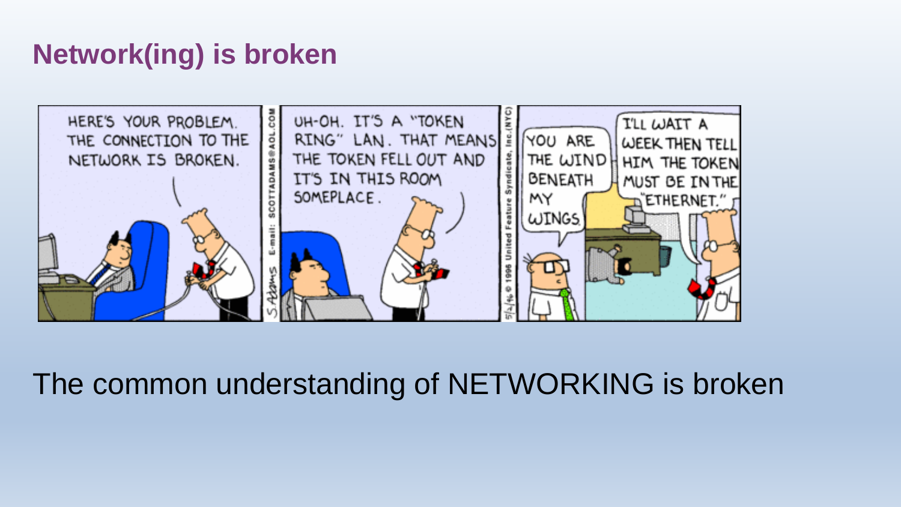# Network(ing) is broken

The common understanding of NETWORKING is broken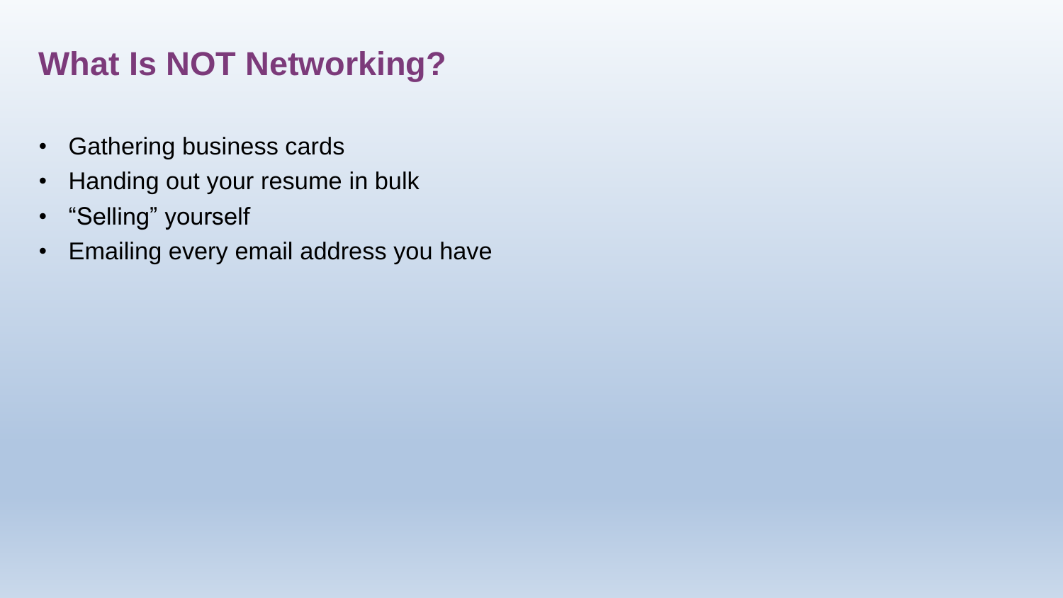# What Is NOT Networking?

- Gathering business cards
- Handing out your resume in bulk
- “Selling” yourself
- Emailing every email address you have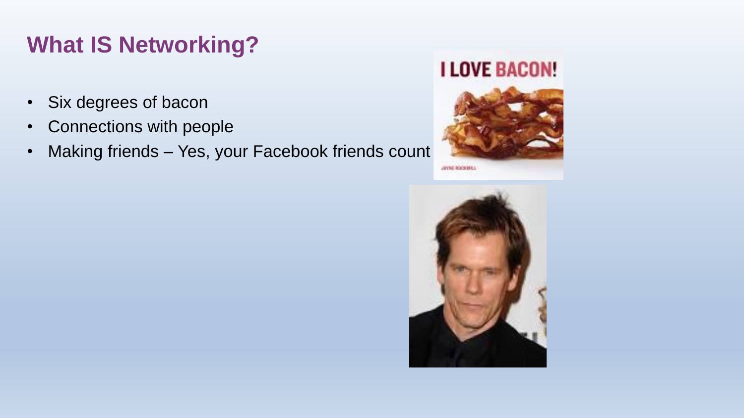# What IS Networking?

- Six degrees of bacon
- Connections with people
- Making friends – Yes, your Facebook friends count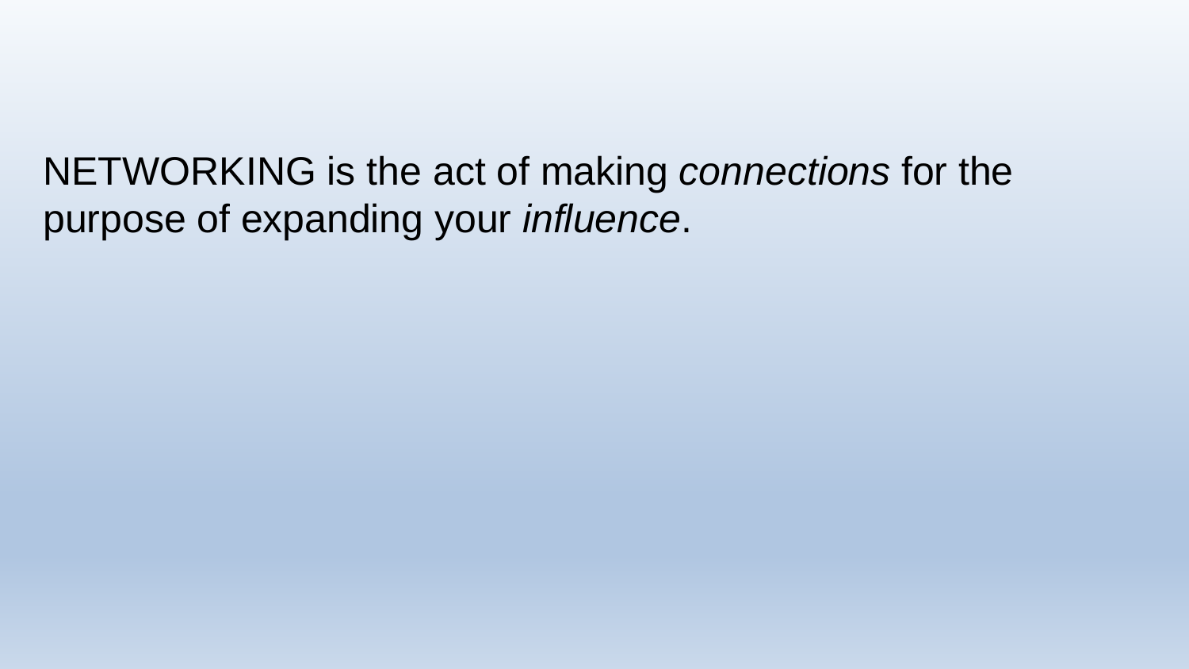NETWORKING is the act of making *connections* for the purpose of expanding your *influence*.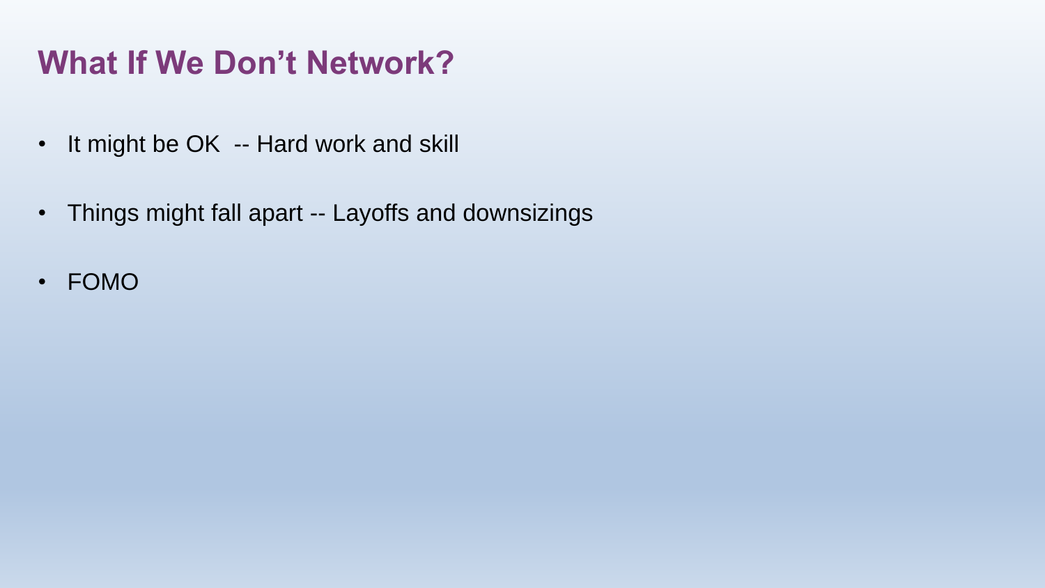# What If We Don’t Network?

- It might be OK  -- Hard work and skill
- Things might fall apart -- Layoffs and downsizings
- FOMO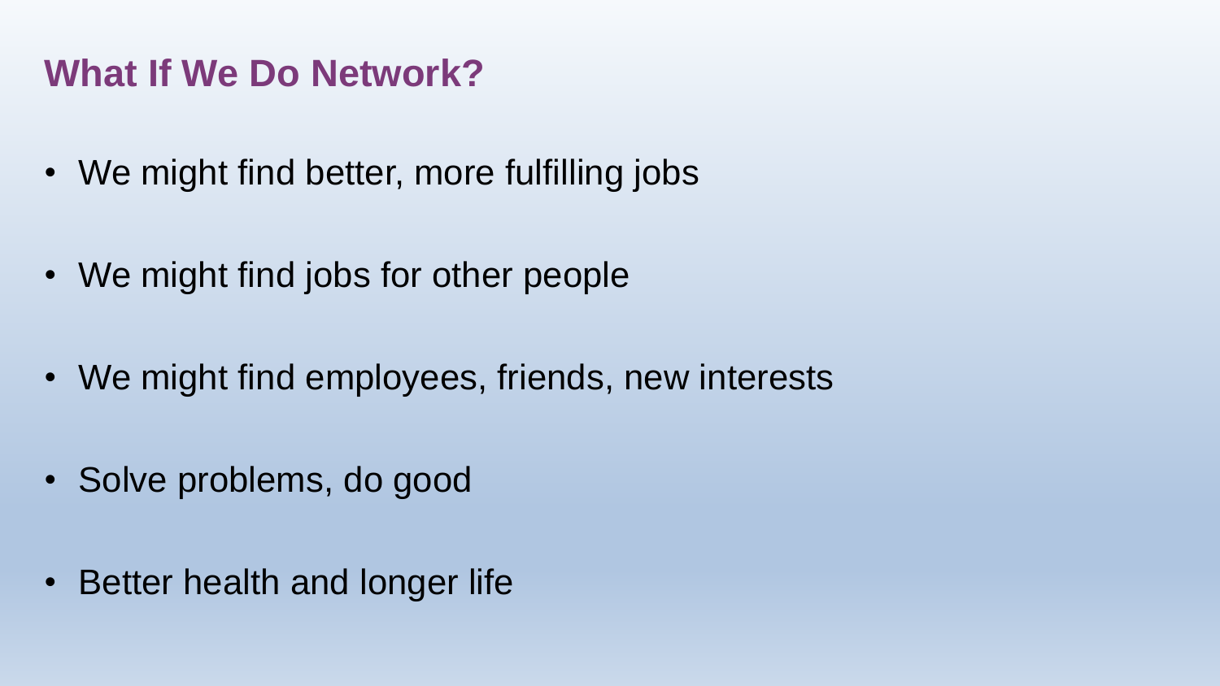## What If We Do Network?

- We might find better, more fulfilling jobs
- We might find jobs for other people
- We might find employees, friends, new interests
- Solve problems, do good
- Better health and longer life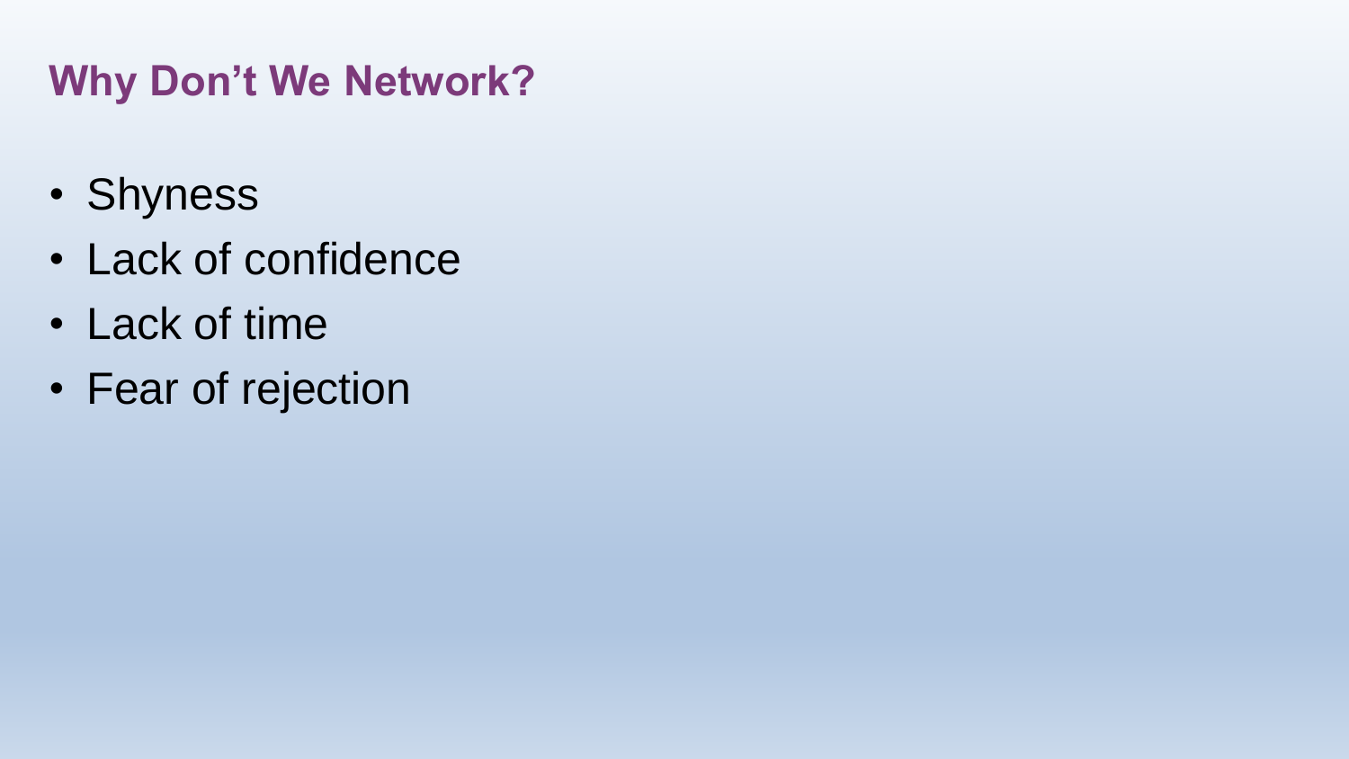## Why Don’t We Network?

- Shyness
- Lack of confidence
- Lack of time
- Fear of rejection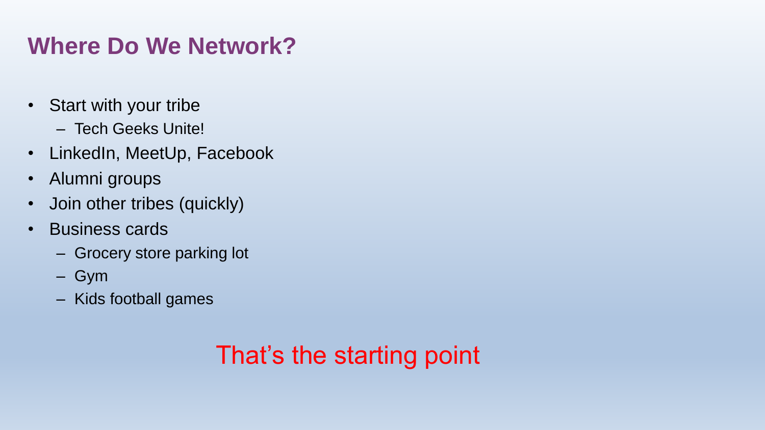## Where Do We Network?

- Start with your tribe
  - Tech Geeks Unite!
- LinkedIn, MeetUp, Facebook
- Alumni groups
- Join other tribes (quickly)
- Business cards
  - Grocery store parking lot
  - Gym
  - Kids football games

That's the starting point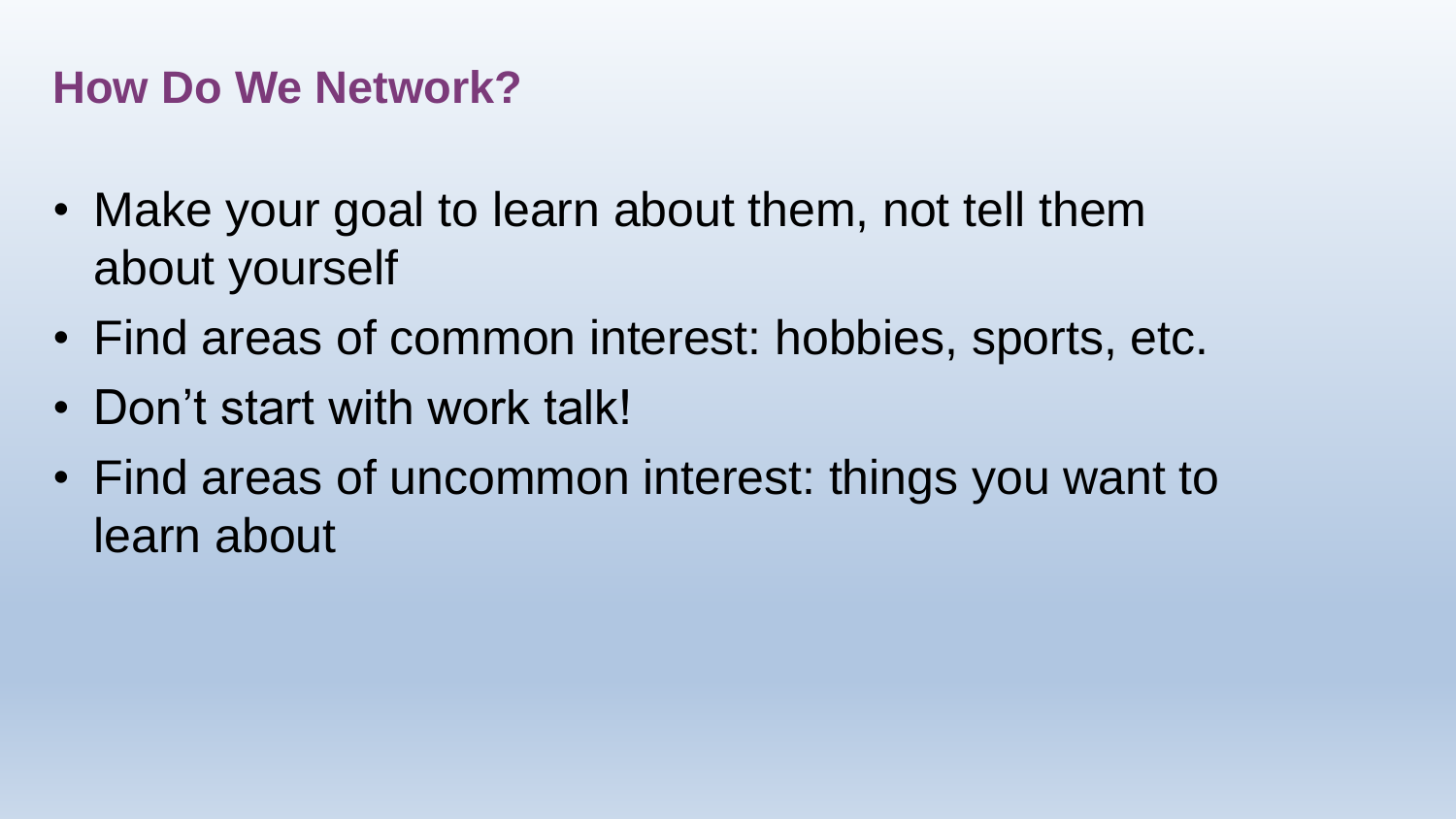## How Do We Network?

- Make your goal to learn about them, not tell them about yourself
- Find areas of common interest: hobbies, sports, etc.
- Don’t start with work talk!
- Find areas of uncommon interest: things you want to learn about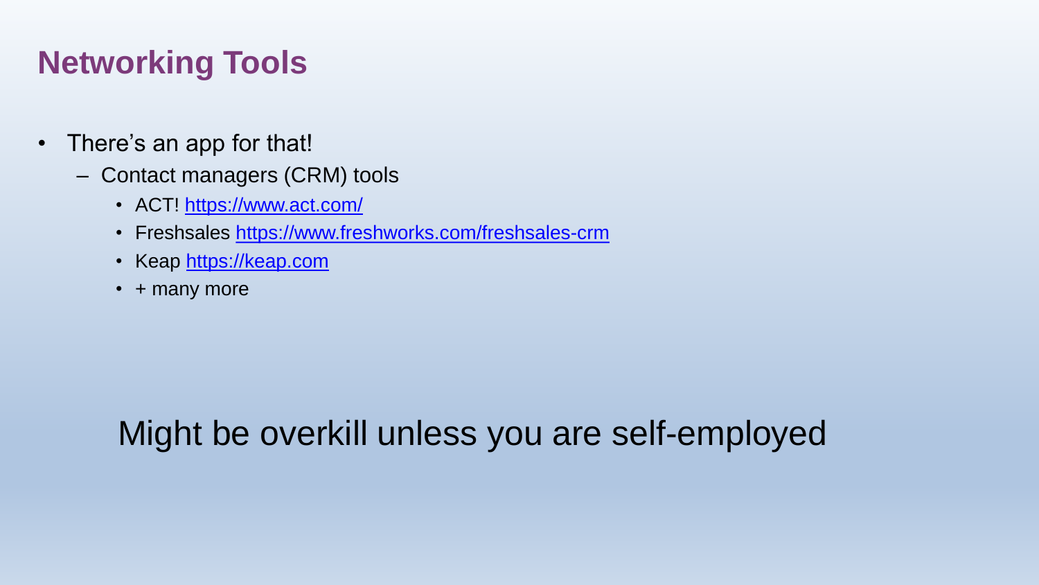# Networking Tools

- There's an app for that!
  - Contact managers (CRM) tools
    - ACT! https://www.act.com/
    - Freshsales https://www.freshworks.com/freshsales-crm
    - Keap https://keap.com
    - + many more

Might be overkill unless you are self-employed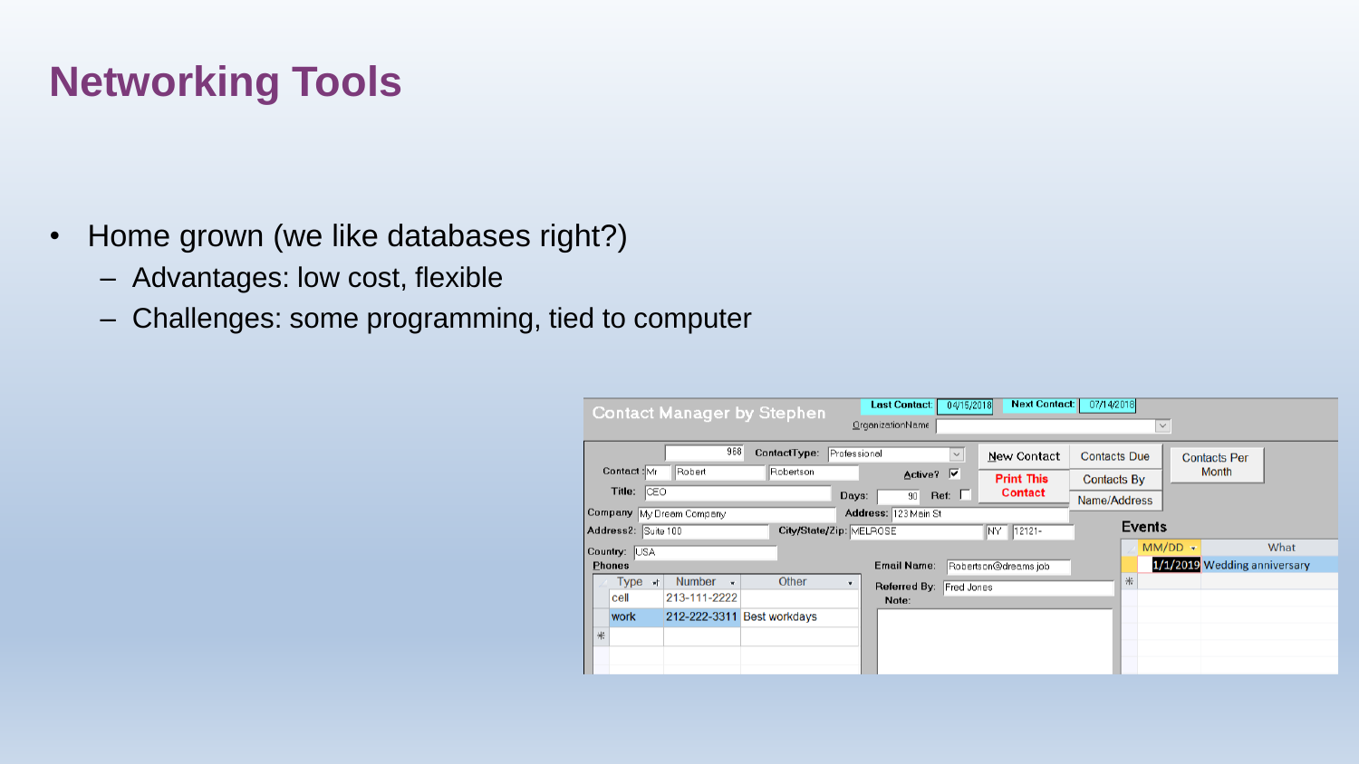# Networking Tools

- Home grown (we like databases right?)
  - Advantages: low cost, flexible
  - Challenges: some programming, tied to computer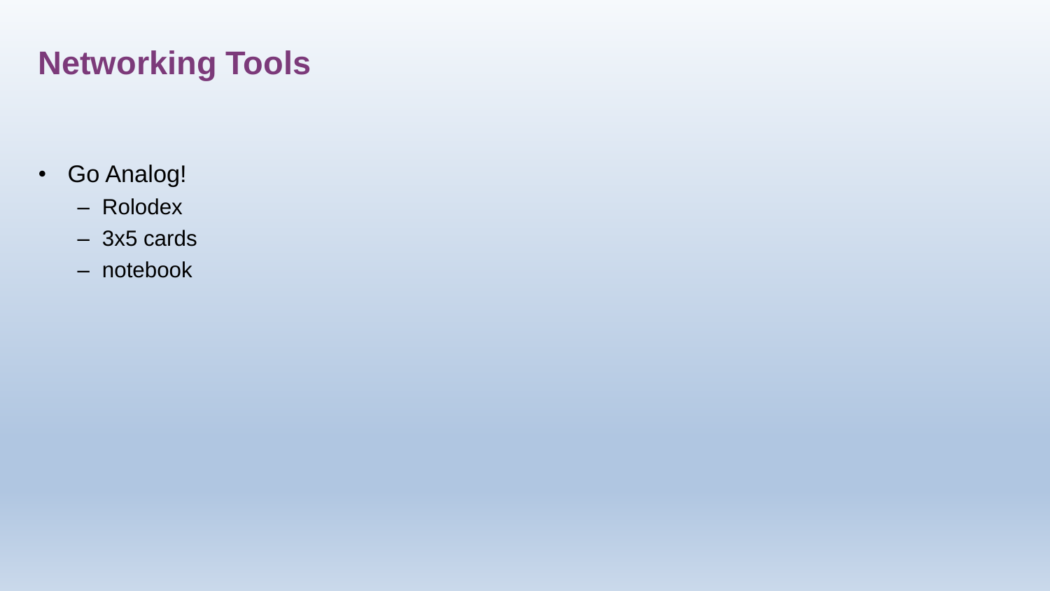# Networking Tools

- Go Analog!
  - Rolodex
  - 3x5 cards
  - notebook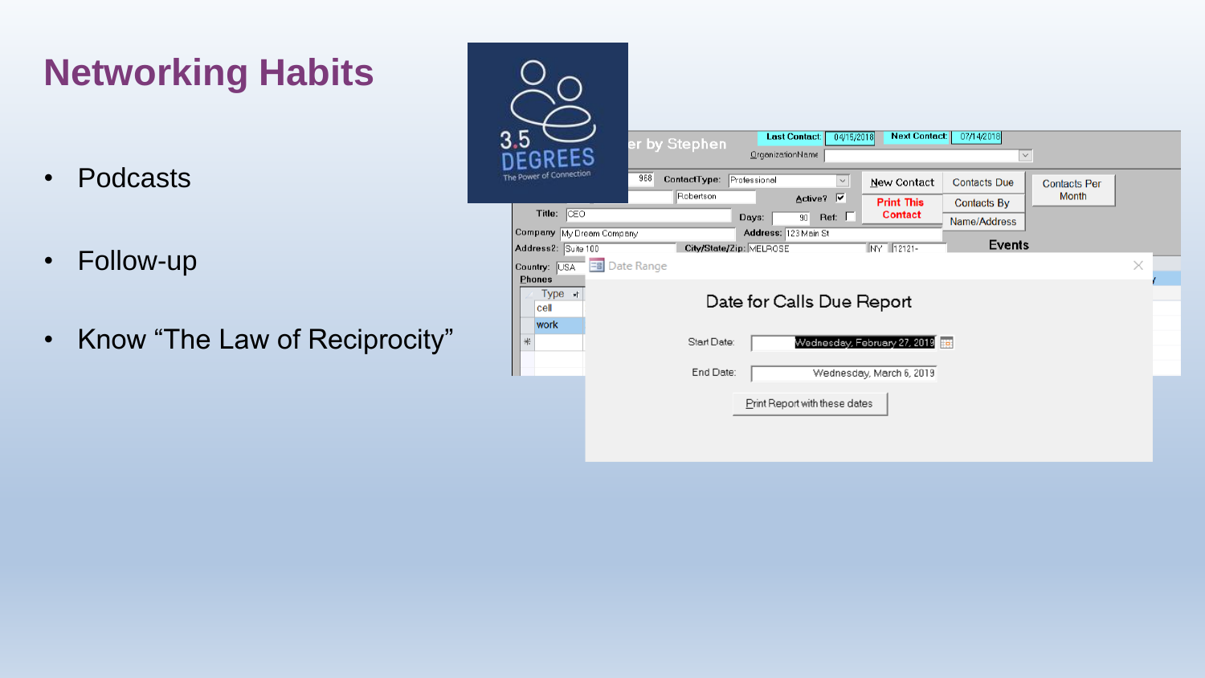# Networking Habits

- Podcasts
- Follow-up
- Know “The Law of Reciprocity”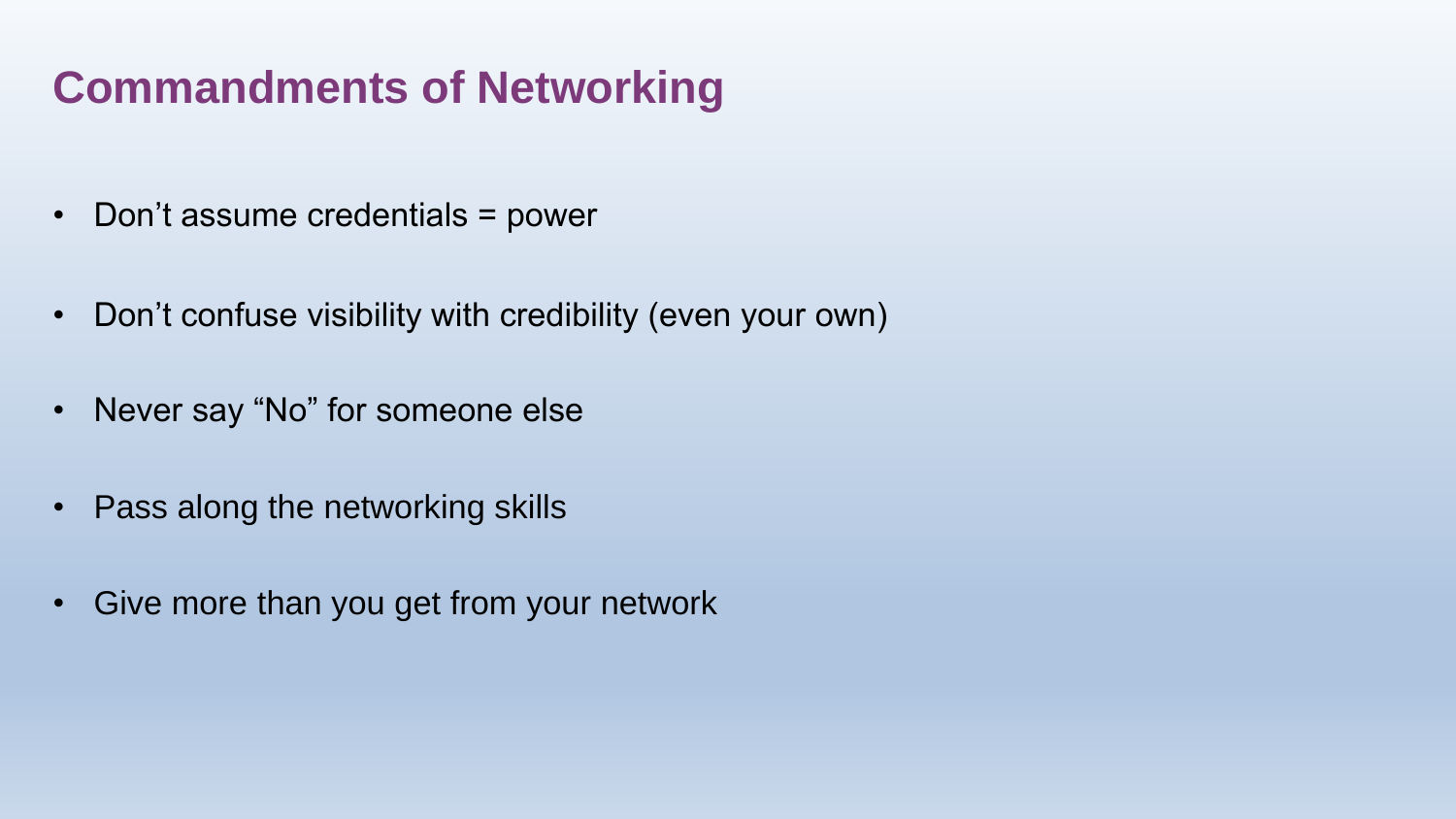# Commandments of Networking

- Don’t assume credentials = power
- Don’t confuse visibility with credibility (even your own)
- Never say “No” for someone else
- Pass along the networking skills
- Give more than you get from your network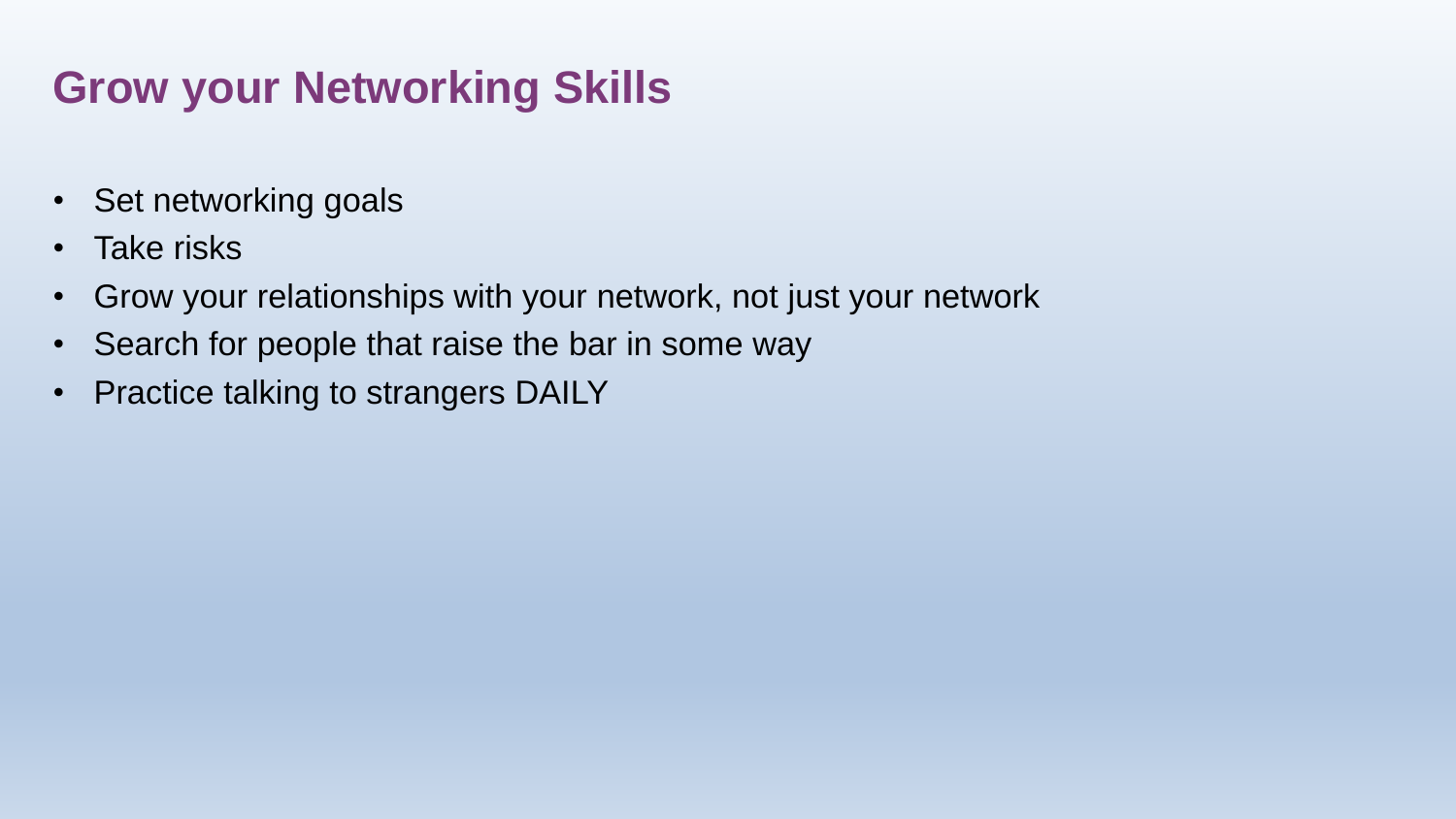# Grow your Networking Skills

- Set networking goals
- Take risks
- Grow your relationships with your network, not just your network
- Search for people that raise the bar in some way
- Practice talking to strangers DAILY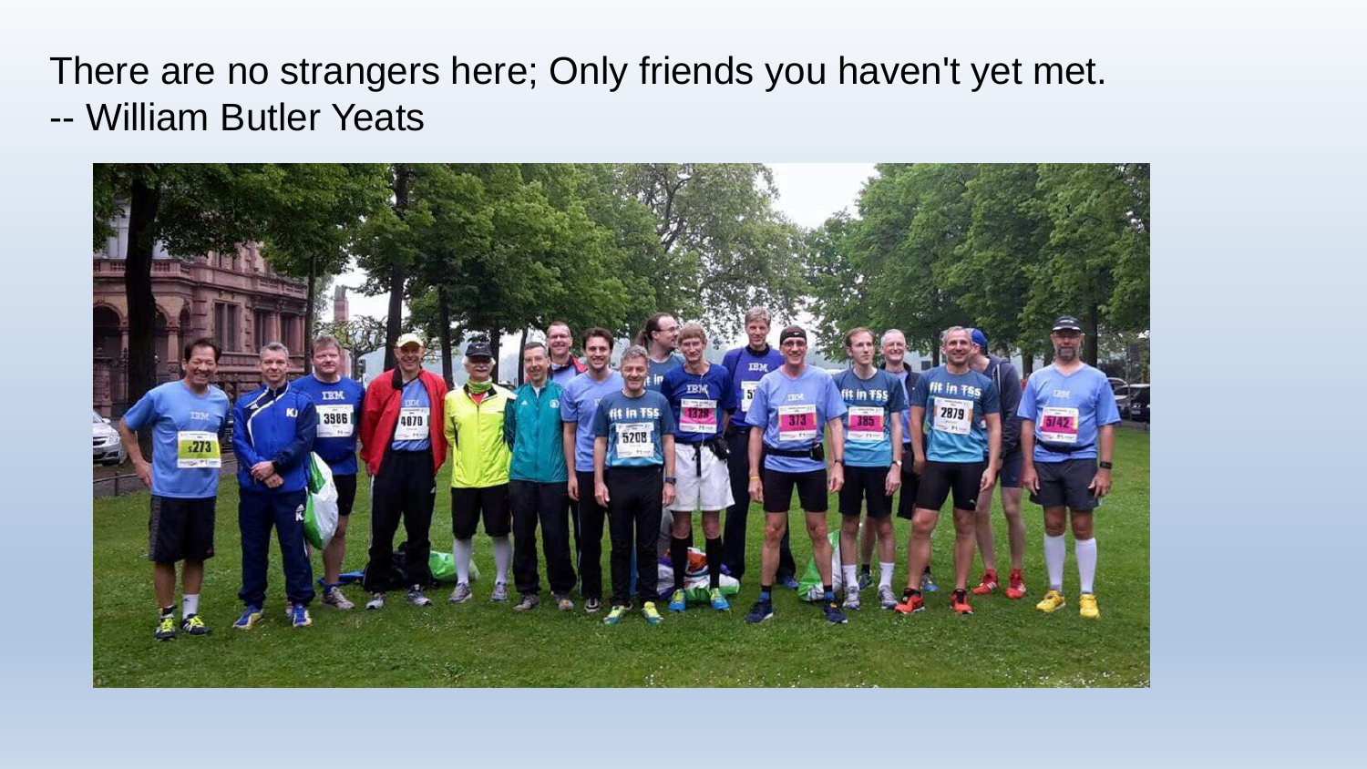There are no strangers here; Only friends you haven't yet met.
-- William Butler Yeats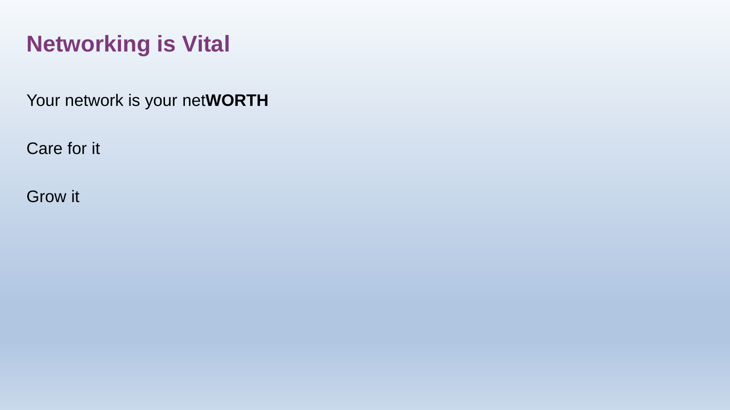# Networking is Vital

Your network is your net**WORTH**

Care for it

Grow it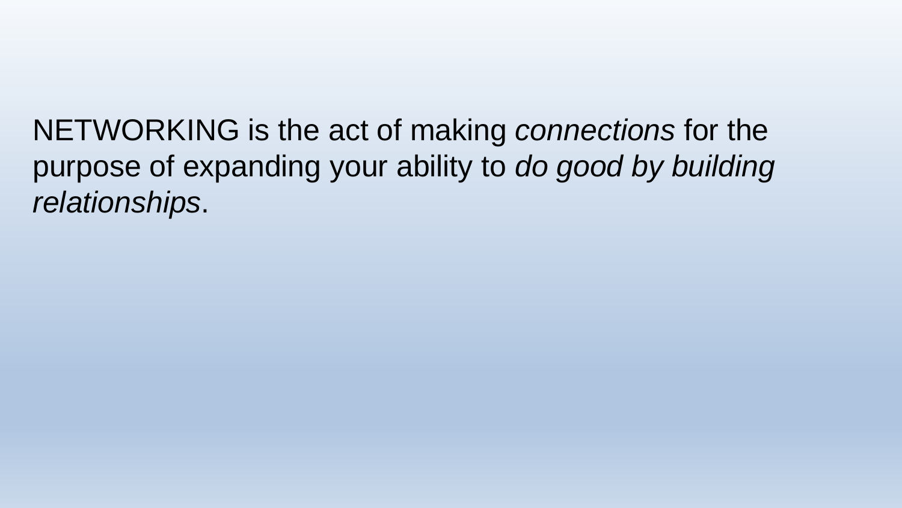NETWORKING is the act of making *connections* for the purpose of expanding your ability to *do good by building relationships*.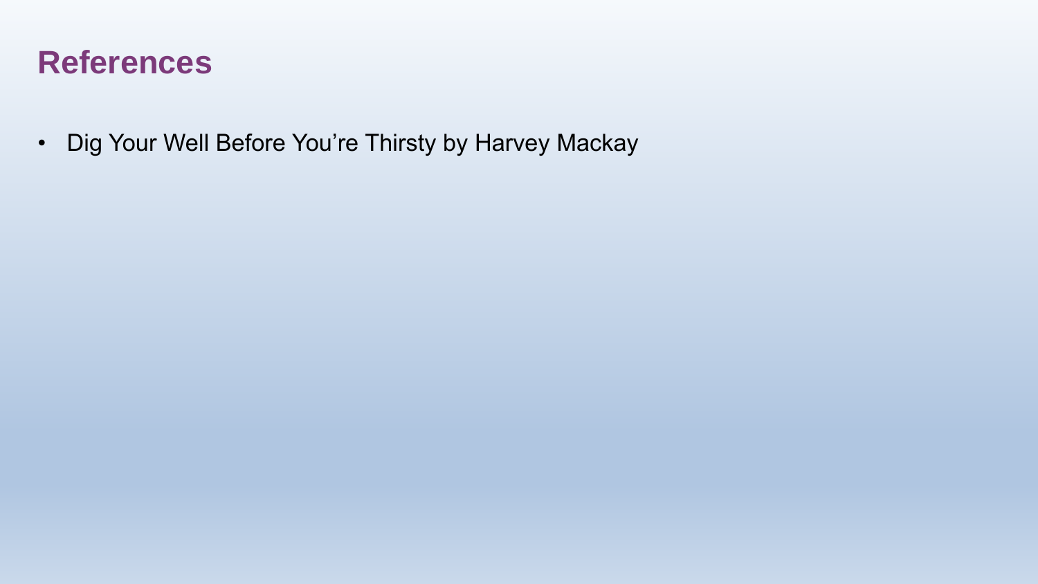# References

- Dig Your Well Before You’re Thirsty by Harvey Mackay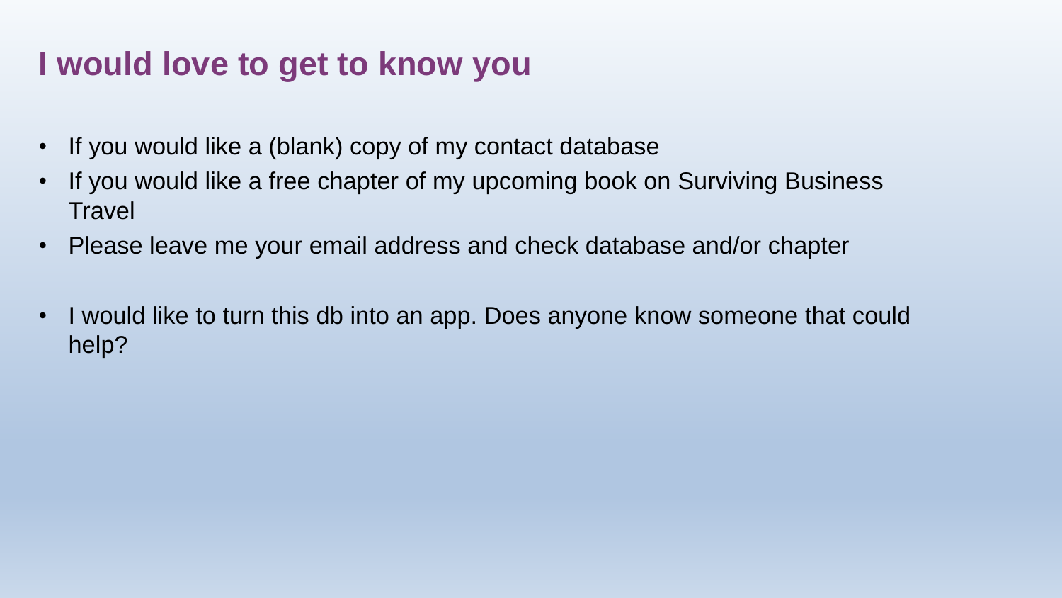# I would love to get to know you

- If you would like a (blank) copy of my contact database
- If you would like a free chapter of my upcoming book on Surviving Business Travel
- Please leave me your email address and check database and/or chapter

- I would like to turn this db into an app. Does anyone know someone that could help?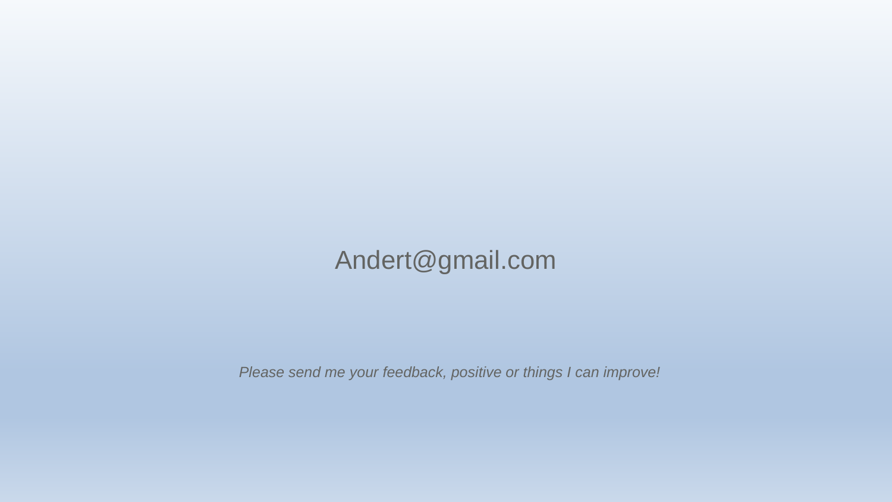Andert@gmail.com

*Please send me your feedback, positive or things I can improve!*